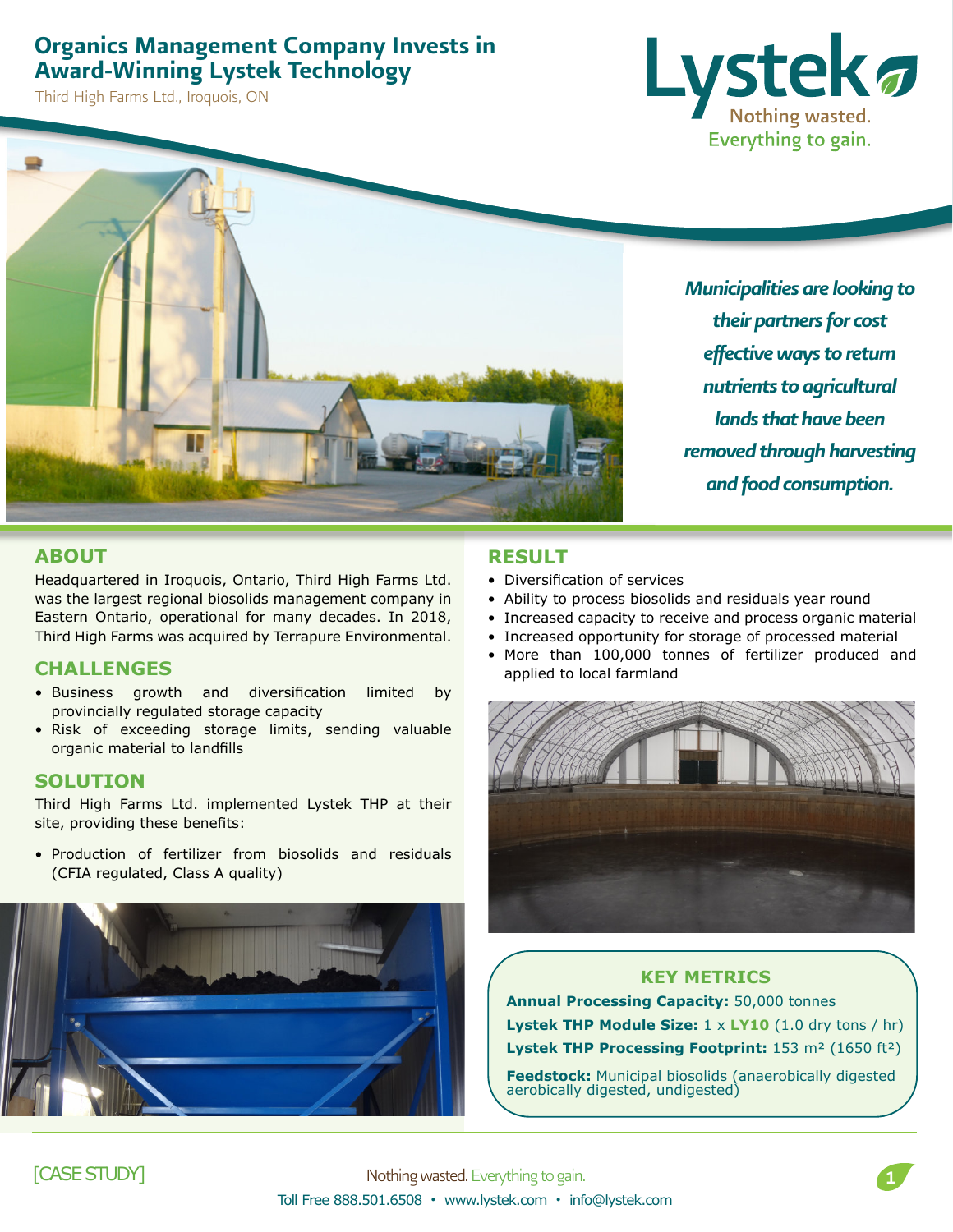# Organics Management Company Invests in Award-Winning Lystek Technology

Third High Farms Ltd., Iroquois, ON

Lystek
Nothing wasted.
Everything to gain.

*Municipalities are looking to their partners for cost effective ways to return nutrients to agricultural lands that have been removed through harvesting and food consumption.*

## ABOUT

Headquartered in Iroquois, Ontario, Third High Farms Ltd. was the largest regional biosolids management company in Eastern Ontario, operational for many decades. In 2018, Third High Farms was acquired by Terrapure Environmental.

## CHALLENGES

- Business growth and diversification limited by provincially regulated storage capacity
- Risk of exceeding storage limits, sending valuable organic material to landfills

## SOLUTION

Third High Farms Ltd. implemented Lystek THP at their site, providing these benefits:

- Production of fertilizer from biosolids and residuals (CFIA regulated, Class A quality)

## RESULT

- Diversification of services
- Ability to process biosolids and residuals year round
- Increased capacity to receive and process organic material
- Increased opportunity for storage of processed material
- More than 100,000 tonnes of fertilizer produced and applied to local farmland

## KEY METRICS

**Annual Processing Capacity:** 50,000 tonnes

**Lystek THP Module Size:** 1 x **LY10** (1.0 dry tons / hr)

**Lystek THP Processing Footprint:** 153 m² (1650 ft²)

**Feedstock:** Municipal biosolids (anaerobically digested aerobically digested, undigested)

[CASE STUDY]

Nothing wasted. Everything to gain.

Toll Free 888.501.6508 • www.lystek.com • info@lystek.com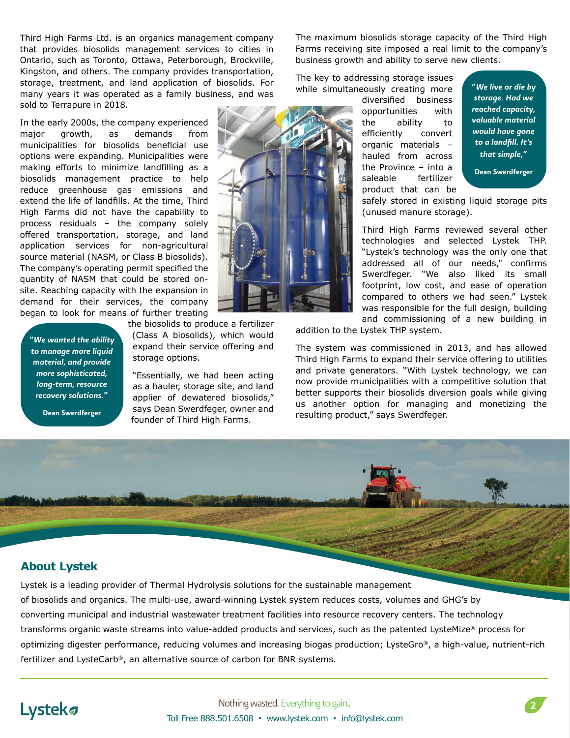Third High Farms Ltd. is an organics management company that provides biosolids management services to cities in Ontario, such as Toronto, Ottawa, Peterborough, Brockville, Kingston, and others. The company provides transportation, storage, treatment, and land application of biosolids. For many years it was operated as a family business, and was sold to Terrapure in 2018.

In the early 2000s, the company experienced major growth, as demands from municipalities for biosolids beneficial use options were expanding. Municipalities were making efforts to minimize landfilling as a biosolids management practice to help reduce greenhouse gas emissions and extend the life of landfills. At the time, Third High Farms did not have the capability to process residuals – the company solely offered transportation, storage, and land application services for non-agricultural source material (NASM, or Class B biosolids). The company's operating permit specified the quantity of NASM that could be stored on-site. Reaching capacity with the expansion in demand for their services, the company began to look for means of further treating the biosolids to produce a fertilizer (Class A biosolids), which would expand their service offering and storage options.

> ***"We wanted the ability to manage more liquid material, and provide more sophisticated, long-term, resource recovery solutions."***
>
> **Dean Swerdferger**

"Essentially, we had been acting as a hauler, storage site, and land applier of dewatered biosolids," says Dean Swerdfeger, owner and founder of Third High Farms.

The maximum biosolids storage capacity of the Third High Farms receiving site imposed a real limit to the company's business growth and ability to serve new clients.

The key to addressing storage issues while simultaneously creating more diversified business opportunities with the ability to efficiently convert organic materials – hauled from across the Province – into a saleable fertilizer product that can be safely stored in existing liquid storage pits (unused manure storage).

> ***"We live or die by storage. Had we reached capacity, valuable material would have gone to a landfill. It's that simple,"***
>
> **Dean Swerdferger**

Third High Farms reviewed several other technologies and selected Lystek THP. "Lystek's technology was the only one that addressed all of our needs," confirms Swerdfeger. "We also liked its small footprint, low cost, and ease of operation compared to others we had seen." Lystek was responsible for the full design, building and commissioning of a new building in addition to the Lystek THP system.

The system was commissioned in 2013, and has allowed Third High Farms to expand their service offering to utilities and private generators. "With Lystek technology, we can now provide municipalities with a competitive solution that better supports their biosolids diversion goals while giving us another option for managing and monetizing the resulting product," says Swerdfeger.

## About Lystek

Lystek is a leading provider of Thermal Hydrolysis solutions for the sustainable management of biosolids and organics. The multi-use, award-winning Lystek system reduces costs, volumes and GHG's by converting municipal and industrial wastewater treatment facilities into resource recovery centers. The technology transforms organic waste streams into value-added products and services, such as the patented LysteMize® process for optimizing digester performance, reducing volumes and increasing biogas production; LysteGro®, a high-value, nutrient-rich fertilizer and LysteCarb®, an alternative source of carbon for BNR systems.

Lystek

Nothing wasted. Everything to gain.

Toll Free 888.501.6508 • www.lystek.com • info@lystek.com